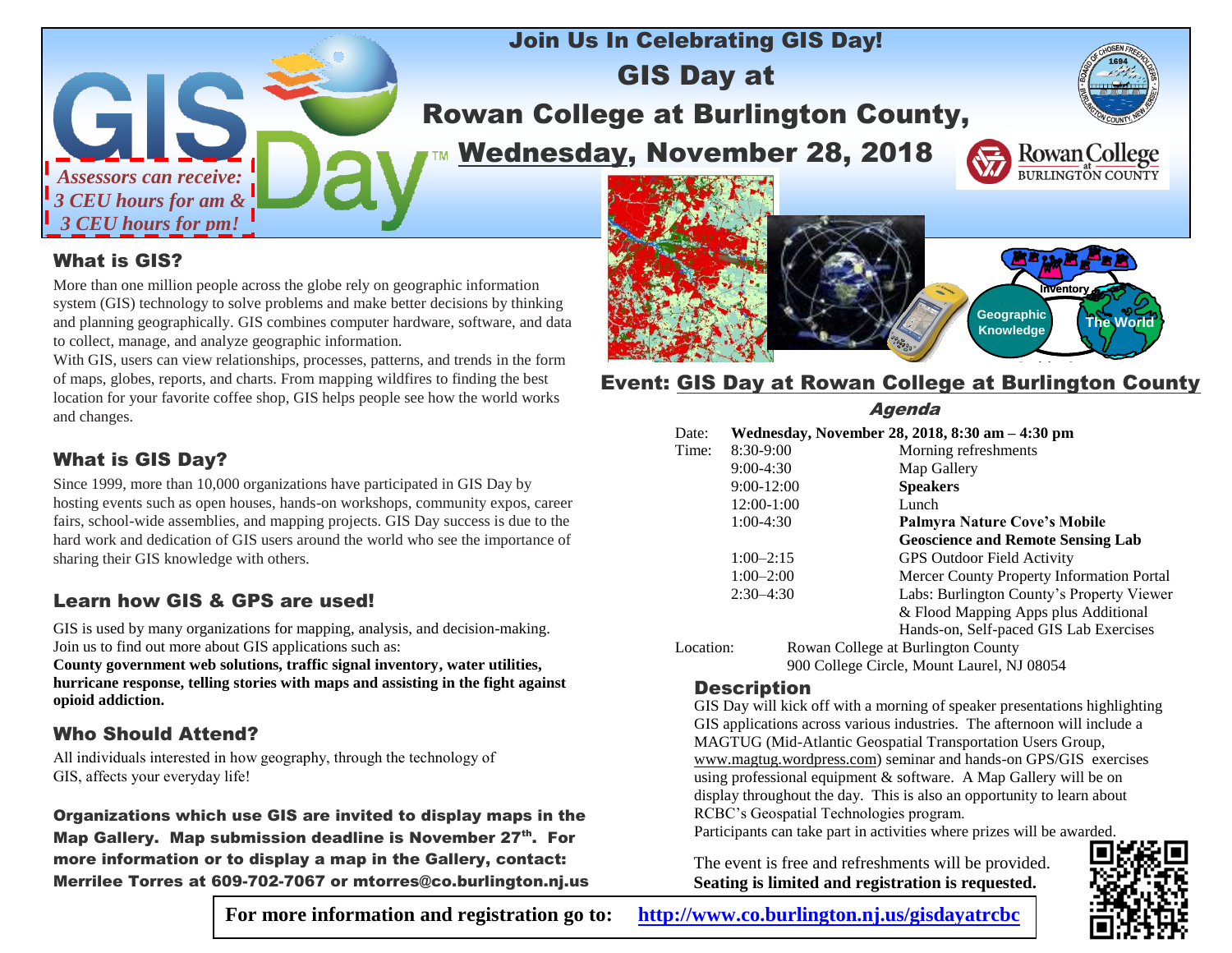# Join Us In Celebrating GIS Day!

# GIS Day at Rowan College at Burlington County, Wednesday, November 28, 2018

*Assessors can receive: 3 CEU hours for am & 3 CEU hours for pm!*

## What is GIS?

More than one million people across the globe rely on geographic information system (GIS) technology to solve problems and make better decisions by thinking and planning geographically. GIS combines computer hardware, software, and data to collect, manage, and analyze geographic information.

With GIS, users can view relationships, processes, patterns, and trends in the form of maps, globes, reports, and charts. From mapping wildfires to finding the best location for your favorite coffee shop, GIS helps people see how the world works and changes.

## What is GIS Day?

Since 1999, more than 10,000 organizations have participated in GIS Day by hosting events such as open houses, hands-on workshops, community expos, career fairs, school-wide assemblies, and mapping projects. GIS Day success is due to the hard work and dedication of GIS users around the world who see the importance of sharing their GIS knowledge with others.

## Learn how GIS & GPS are used!

GIS is used by many organizations for mapping, analysis, and decision-making. Join us to find out more about GIS applications such as:

**County government web solutions, traffic signal inventory, water utilities, hurricane response, telling stories with maps and assisting in the fight against opioid addiction.**

## Who Should Attend?

All individuals interested in how geography, through the technology of GIS, affects your everyday life!

**Organizations which use GIS are invited to display maps in the Map Gallery. Map submission deadline is November 27th. For more information or to display a map in the Gallery, contact: Merrilee Torres at 609-702-7067 or mtorres@co.burlington.nj.us**

## Event: GIS Day at Rowan College at Burlington County

### *Agenda*

Date: **Wednesday, November 28, 2018, 8:30 am – 4:30 pm**

| Time: | |
|---|---|
| 8:30-9:00 | Morning refreshments |
| 9:00-4:30 | Map Gallery |
| 9:00-12:00 | **Speakers** |
| 12:00-1:00 | Lunch |
| 1:00-4:30 | **Palmyra Nature Cove's Mobile Geoscience and Remote Sensing Lab** |
| 1:00–2:15 | GPS Outdoor Field Activity |
| 1:00–2:00 | Mercer County Property Information Portal |
| 2:30–4:30 | Labs: Burlington County's Property Viewer & Flood Mapping Apps plus Additional Hands-on, Self-paced GIS Lab Exercises |

Location: Rowan College at Burlington County
900 College Circle, Mount Laurel, NJ 08054

## Description

GIS Day will kick off with a morning of speaker presentations highlighting GIS applications across various industries. The afternoon will include a MAGTUG (Mid-Atlantic Geospatial Transportation Users Group, www.magtug.wordpress.com) seminar and hands-on GPS/GIS exercises using professional equipment & software. A Map Gallery will be on display throughout the day. This is also an opportunity to learn about RCBC's Geospatial Technologies program.

Participants can take part in activities where prizes will be awarded.

The event is free and refreshments will be provided.
**Seating is limited and registration is requested.**

**For more information and registration go to: http://www.co.burlington.nj.us/gisdayatrcbc**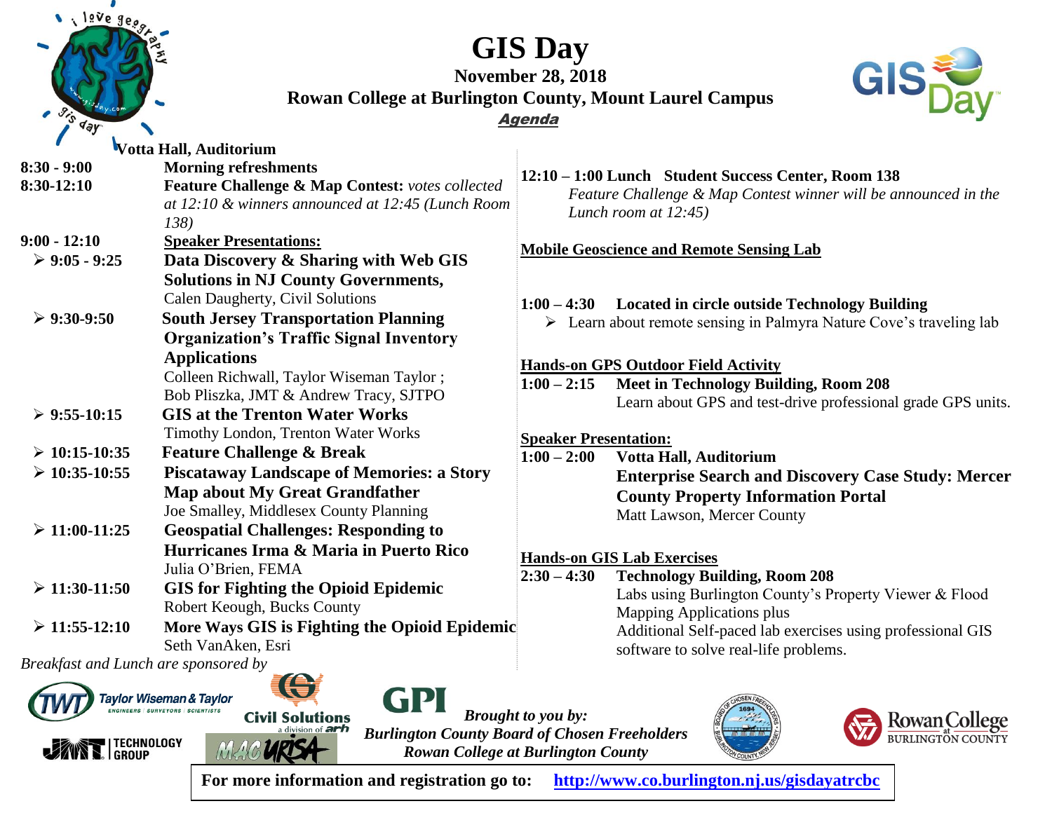# GIS Day

**November 28, 2018**

**Rowan College at Burlington County, Mount Laurel Campus**

***Agenda***

**Votta Hall, Auditorium**

**8:30 - 9:00** **Morning refreshments**

**8:30-12:10** **Feature Challenge & Map Contest:** *votes collected at 12:10 & winners announced at 12:45 (Lunch Room 138)*

**9:00 - 12:10** **Speaker Presentations:**

- **9:05 - 9:25** **Data Discovery & Sharing with Web GIS Solutions in NJ County Governments,**
  Calen Daugherty, Civil Solutions
- **9:30-9:50** **South Jersey Transportation Planning Organization's Traffic Signal Inventory Applications**
  Colleen Richwall, Taylor Wiseman Taylor ; Bob Pliszka, JMT & Andrew Tracy, SJTPO
- **9:55-10:15** **GIS at the Trenton Water Works**
  Timothy London, Trenton Water Works
- **10:15-10:35** **Feature Challenge & Break**
- **10:35-10:55** **Piscataway Landscape of Memories: a Story Map about My Great Grandfather**
  Joe Smalley, Middlesex County Planning
- **11:00-11:25** **Geospatial Challenges: Responding to Hurricanes Irma & Maria in Puerto Rico**
  Julia O'Brien, FEMA
- **11:30-11:50** **GIS for Fighting the Opioid Epidemic**
  Robert Keough, Bucks County
- **11:55-12:10** **More Ways GIS is Fighting the Opioid Epidemic**
  Seth VanAken, Esri

*Breakfast and Lunch are sponsored by*

**12:10 – 1:00 Lunch** **Student Success Center, Room 138**
*Feature Challenge & Map Contest winner will be announced in the Lunch room at 12:45)*

**Mobile Geoscience and Remote Sensing Lab**

**1:00 – 4:30** **Located in circle outside Technology Building**

- Learn about remote sensing in Palmyra Nature Cove's traveling lab

**Hands-on GPS Outdoor Field Activity**

**1:00 – 2:15** **Meet in Technology Building, Room 208**
Learn about GPS and test-drive professional grade GPS units.

**Speaker Presentation:**

**1:00 – 2:00** **Votta Hall, Auditorium**
**Enterprise Search and Discovery Case Study: Mercer County Property Information Portal**
Matt Lawson, Mercer County

**Hands-on GIS Lab Exercises**

**2:30 – 4:30** **Technology Building, Room 208**
Labs using Burlington County's Property Viewer & Flood Mapping Applications plus
Additional Self-paced lab exercises using professional GIS software to solve real-life problems.

*Brought to you by:*
*Burlington County Board of Chosen Freeholders*
*Rowan College at Burlington County*

**For more information and registration go to:** http://www.co.burlington.nj.us/gisdayatrcbc